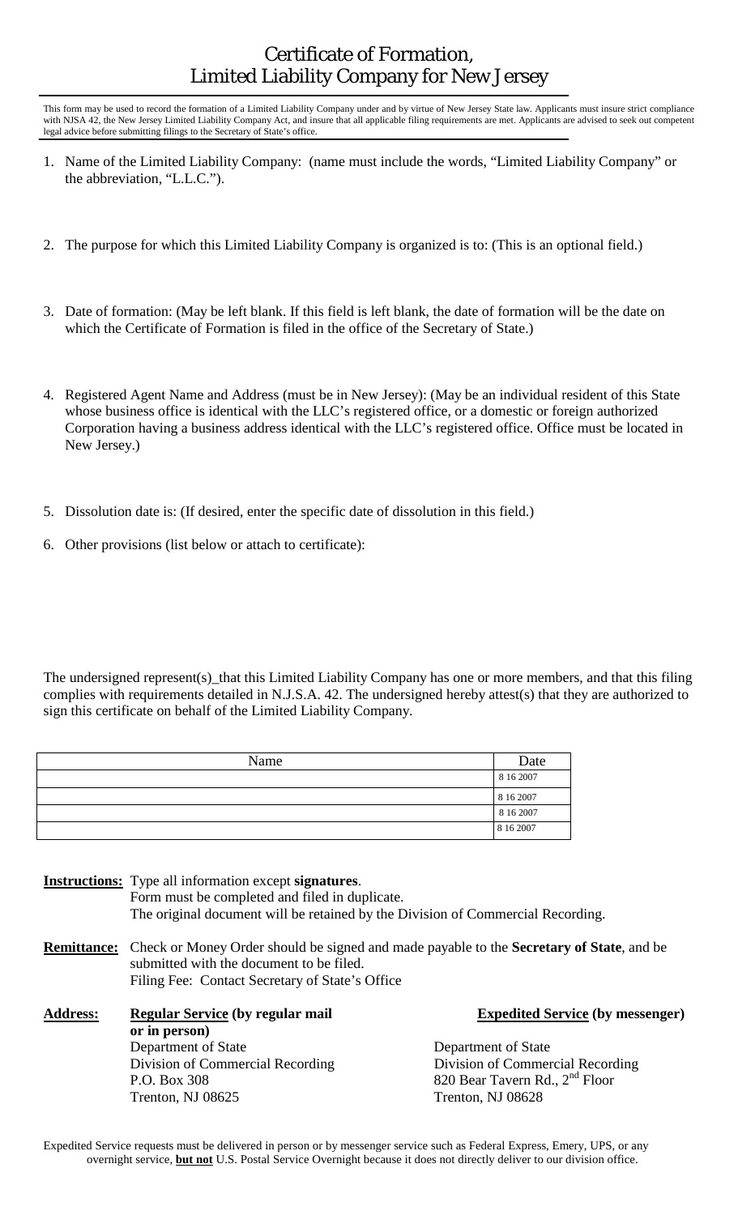# Certificate of Formation, Limited Liability Company for New Jersey

This form may be used to record the formation of a Limited Liability Company under and by virtue of New Jersey State law. Applicants must insure strict compliance with NJSA 42, the New Jersey Limited Liability Company Act, and insure that all applicable filing requirements are met. Applicants are advised to seek out competent legal advice before submitting filings to the Secretary of State's office.

1. Name of the Limited Liability Company: (name must include the words, "Limited Liability Company" or the abbreviation, "L.L.C.").

2. The purpose for which this Limited Liability Company is organized is to: (This is an optional field.)

3. Date of formation: (May be left blank. If this field is left blank, the date of formation will be the date on which the Certificate of Formation is filed in the office of the Secretary of State.)

4. Registered Agent Name and Address (must be in New Jersey): (May be an individual resident of this State whose business office is identical with the LLC's registered office, or a domestic or foreign authorized Corporation having a business address identical with the LLC's registered office. Office must be located in New Jersey.)

5. Dissolution date is: (If desired, enter the specific date of dissolution in this field.)

6. Other provisions (list below or attach to certificate):

The undersigned represent(s)_that this Limited Liability Company has one or more members, and that this filing complies with requirements detailed in N.J.S.A. 42. The undersigned hereby attest(s) that they are authorized to sign this certificate on behalf of the Limited Liability Company.

| Name | Date |
|---|---|
| | 8 16 2007 |
| | 8 16 2007 |
| | 8 16 2007 |
| | 8 16 2007 |

**Instructions:** Type all information except **signatures**.
Form must be completed and filed in duplicate.
The original document will be retained by the Division of Commercial Recording.

**Remittance:** Check or Money Order should be signed and made payable to the **Secretary of State**, and be submitted with the document to be filed.
Filing Fee: Contact Secretary of State's Office

**Address:**

**Regular Service (by regular mail or in person)**
Department of State
Division of Commercial Recording
P.O. Box 308
Trenton, NJ 08625

**Expedited Service (by messenger)**
Department of State
Division of Commercial Recording
820 Bear Tavern Rd., 2nd Floor
Trenton, NJ 08628

Expedited Service requests must be delivered in person or by messenger service such as Federal Express, Emery, UPS, or any overnight service, **but not** U.S. Postal Service Overnight because it does not directly deliver to our division office.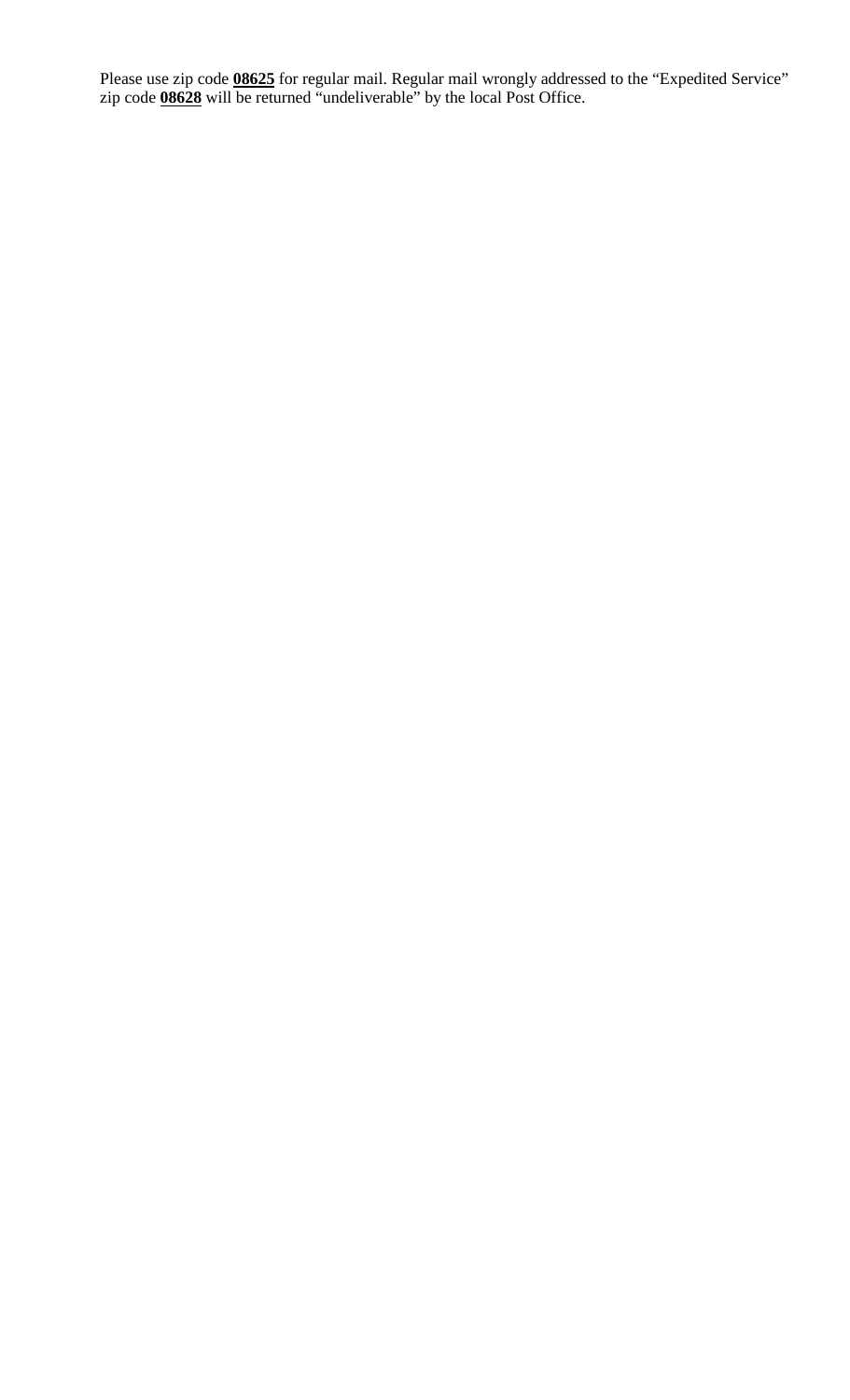Please use zip code **08625** for regular mail. Regular mail wrongly addressed to the “Expedited Service” zip code **08628** will be returned “undeliverable” by the local Post Office.